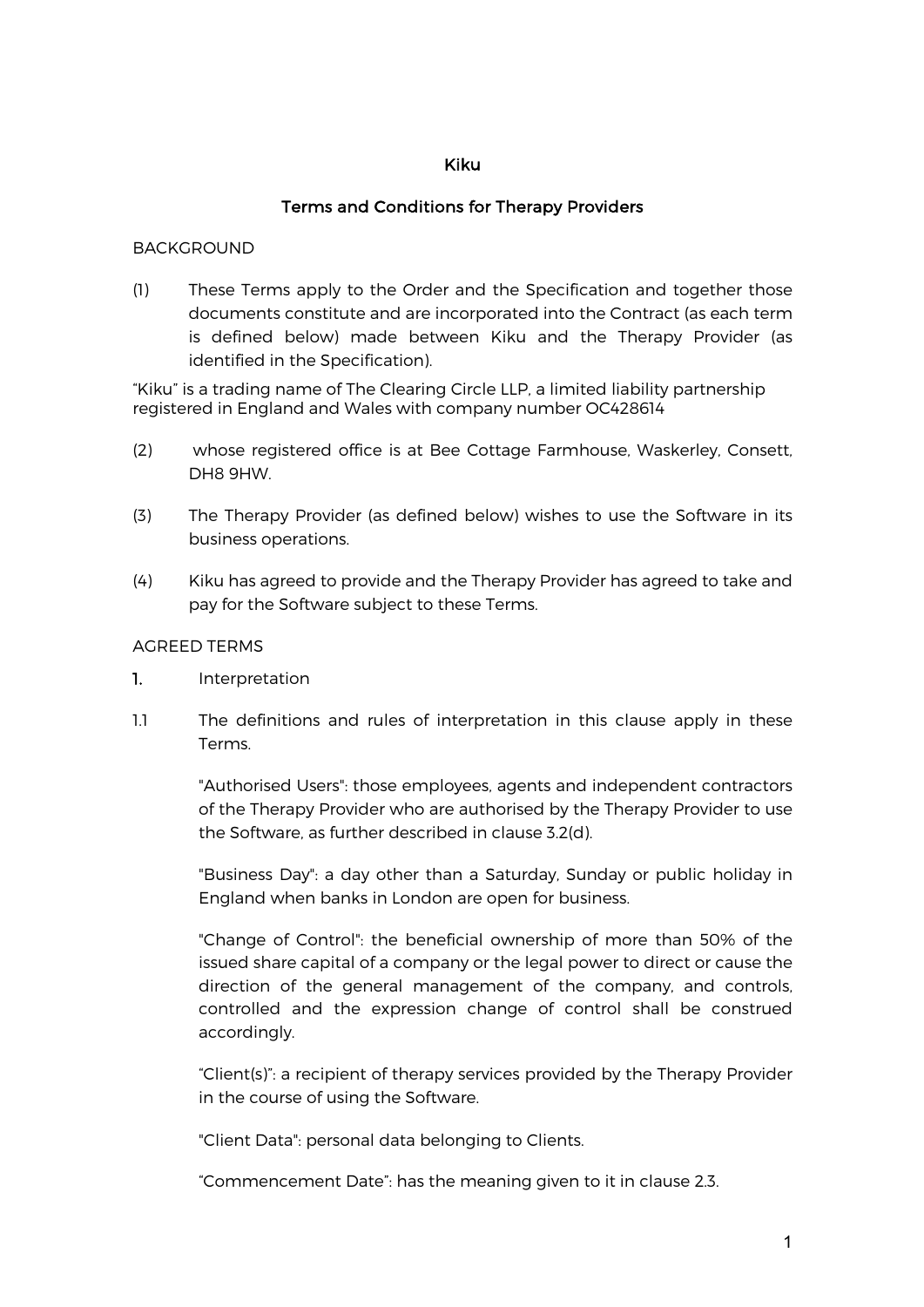# Kiku

## Terms and Conditions for Therapy Providers

BACKGROUND

(1) These Terms apply to the Order and the Specification and together those documents constitute and are incorporated into the Contract (as each term is defined below) made between Kiku and the Therapy Provider (as identified in the Specification).

"Kiku" is a trading name of The Clearing Circle LLP, a limited liability partnership registered in England and Wales with company number OC428614

(2) whose registered office is at Bee Cottage Farmhouse, Waskerley, Consett, DH8 9HW.

(3) The Therapy Provider (as defined below) wishes to use the Software in its business operations.

(4) Kiku has agreed to provide and the Therapy Provider has agreed to take and pay for the Software subject to these Terms.

AGREED TERMS

**1.** Interpretation

1.1 The definitions and rules of interpretation in this clause apply in these Terms.

"Authorised Users": those employees, agents and independent contractors of the Therapy Provider who are authorised by the Therapy Provider to use the Software, as further described in clause 3.2(d).

"Business Day": a day other than a Saturday, Sunday or public holiday in England when banks in London are open for business.

"Change of Control": the beneficial ownership of more than 50% of the issued share capital of a company or the legal power to direct or cause the direction of the general management of the company, and controls, controlled and the expression change of control shall be construed accordingly.

"Client(s)": a recipient of therapy services provided by the Therapy Provider in the course of using the Software.

"Client Data": personal data belonging to Clients.

"Commencement Date": has the meaning given to it in clause 2.3.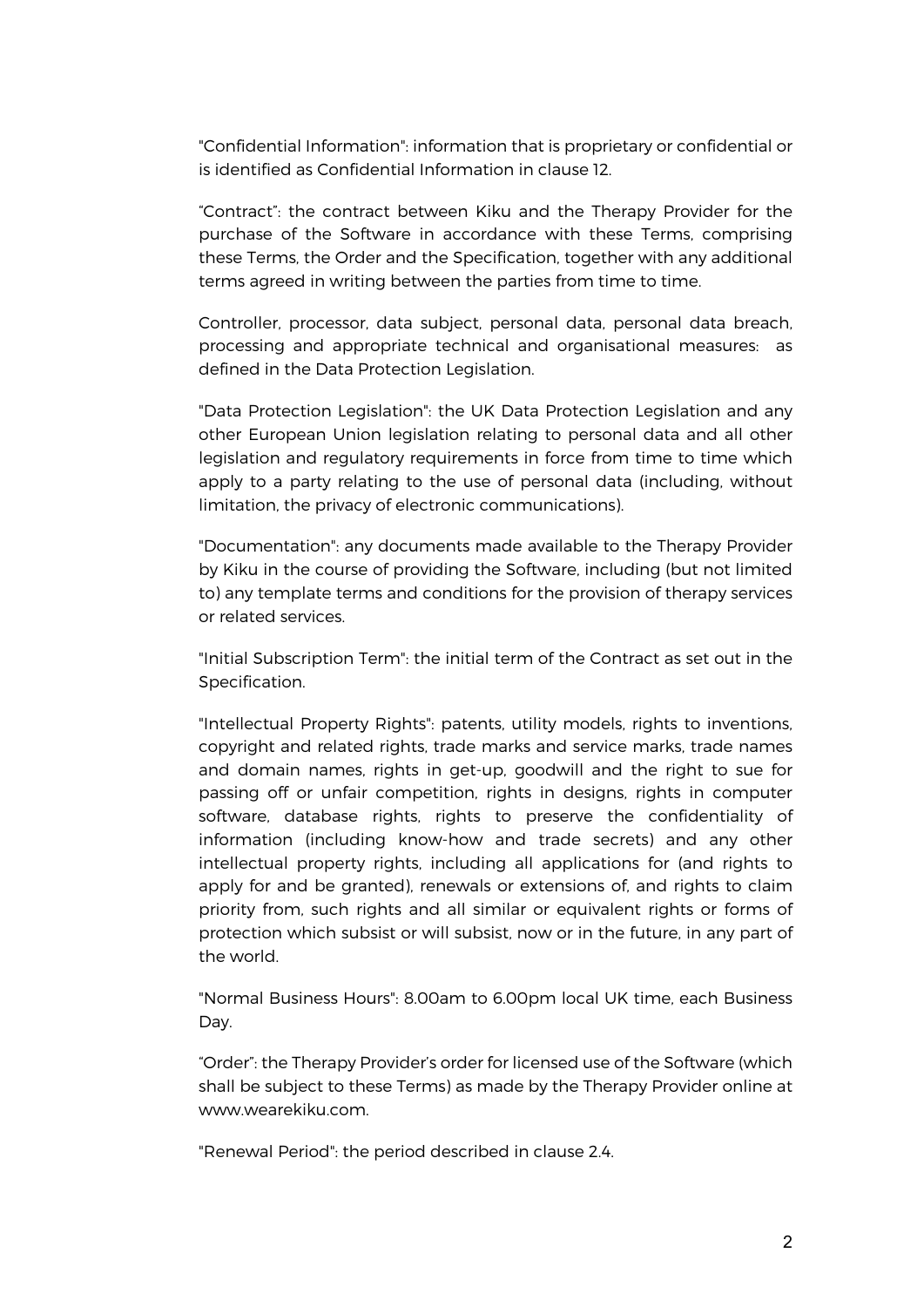"Confidential Information": information that is proprietary or confidential or is identified as Confidential Information in clause 12.

“Contract”: the contract between Kiku and the Therapy Provider for the purchase of the Software in accordance with these Terms, comprising these Terms, the Order and the Specification, together with any additional terms agreed in writing between the parties from time to time.

Controller, processor, data subject, personal data, personal data breach, processing and appropriate technical and organisational measures: as defined in the Data Protection Legislation.

"Data Protection Legislation": the UK Data Protection Legislation and any other European Union legislation relating to personal data and all other legislation and regulatory requirements in force from time to time which apply to a party relating to the use of personal data (including, without limitation, the privacy of electronic communications).

"Documentation": any documents made available to the Therapy Provider by Kiku in the course of providing the Software, including (but not limited to) any template terms and conditions for the provision of therapy services or related services.

"Initial Subscription Term": the initial term of the Contract as set out in the Specification.

"Intellectual Property Rights": patents, utility models, rights to inventions, copyright and related rights, trade marks and service marks, trade names and domain names, rights in get-up, goodwill and the right to sue for passing off or unfair competition, rights in designs, rights in computer software, database rights, rights to preserve the confidentiality of information (including know-how and trade secrets) and any other intellectual property rights, including all applications for (and rights to apply for and be granted), renewals or extensions of, and rights to claim priority from, such rights and all similar or equivalent rights or forms of protection which subsist or will subsist, now or in the future, in any part of the world.

"Normal Business Hours": 8.00am to 6.00pm local UK time, each Business Day.

“Order”: the Therapy Provider’s order for licensed use of the Software (which shall be subject to these Terms) as made by the Therapy Provider online at www.wearekiku.com.

"Renewal Period": the period described in clause 2.4.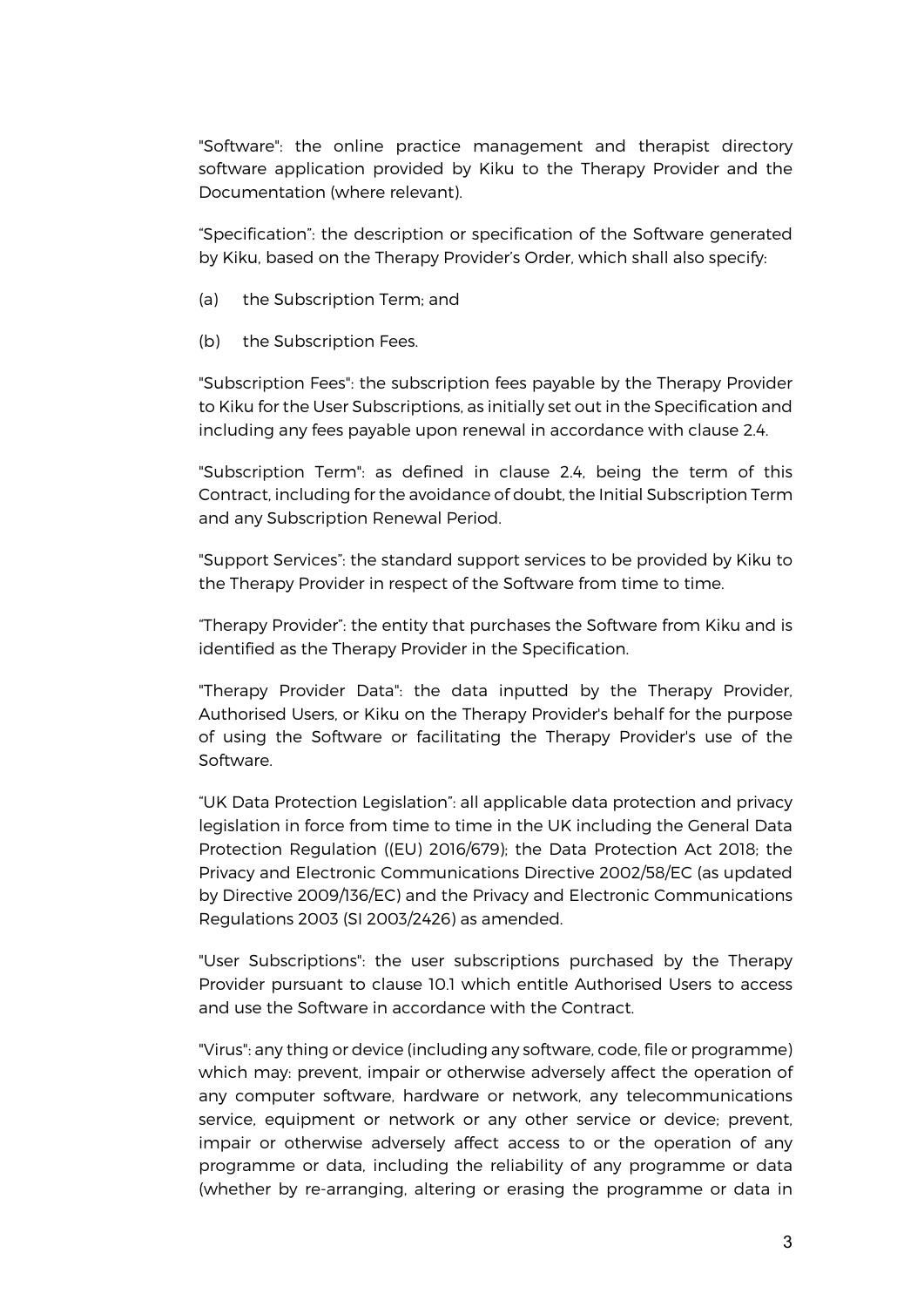"Software": the online practice management and therapist directory software application provided by Kiku to the Therapy Provider and the Documentation (where relevant).

"Specification": the description or specification of the Software generated by Kiku, based on the Therapy Provider's Order, which shall also specify:

(a) the Subscription Term; and

(b) the Subscription Fees.

"Subscription Fees": the subscription fees payable by the Therapy Provider to Kiku for the User Subscriptions, as initially set out in the Specification and including any fees payable upon renewal in accordance with clause 2.4.

"Subscription Term": as defined in clause 2.4, being the term of this Contract, including for the avoidance of doubt, the Initial Subscription Term and any Subscription Renewal Period.

"Support Services": the standard support services to be provided by Kiku to the Therapy Provider in respect of the Software from time to time.

"Therapy Provider": the entity that purchases the Software from Kiku and is identified as the Therapy Provider in the Specification.

"Therapy Provider Data": the data inputted by the Therapy Provider, Authorised Users, or Kiku on the Therapy Provider's behalf for the purpose of using the Software or facilitating the Therapy Provider's use of the Software.

"UK Data Protection Legislation": all applicable data protection and privacy legislation in force from time to time in the UK including the General Data Protection Regulation ((EU) 2016/679); the Data Protection Act 2018; the Privacy and Electronic Communications Directive 2002/58/EC (as updated by Directive 2009/136/EC) and the Privacy and Electronic Communications Regulations 2003 (SI 2003/2426) as amended.

"User Subscriptions": the user subscriptions purchased by the Therapy Provider pursuant to clause 10.1 which entitle Authorised Users to access and use the Software in accordance with the Contract.

"Virus": any thing or device (including any software, code, file or programme) which may: prevent, impair or otherwise adversely affect the operation of any computer software, hardware or network, any telecommunications service, equipment or network or any other service or device; prevent, impair or otherwise adversely affect access to or the operation of any programme or data, including the reliability of any programme or data (whether by re-arranging, altering or erasing the programme or data in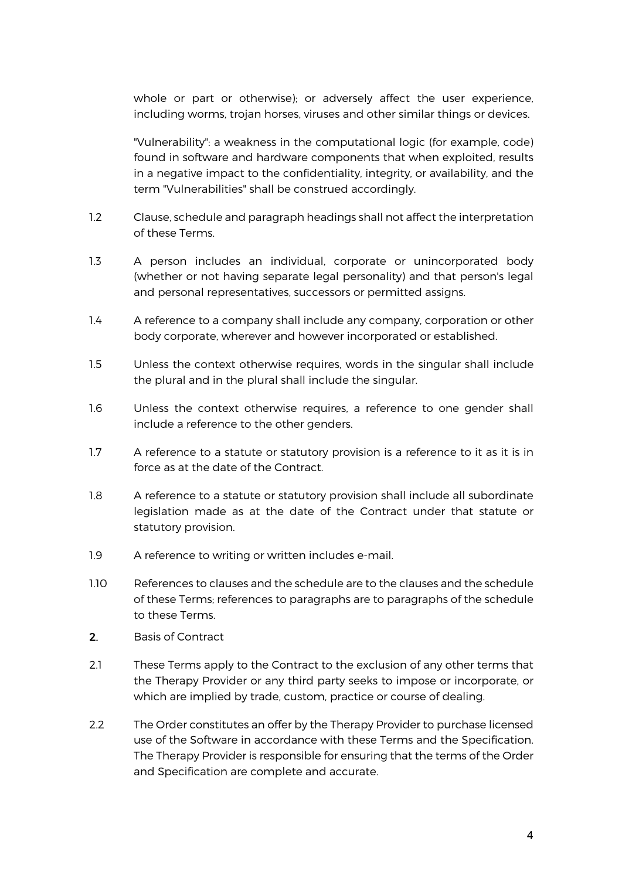whole or part or otherwise); or adversely affect the user experience, including worms, trojan horses, viruses and other similar things or devices.

"Vulnerability": a weakness in the computational logic (for example, code) found in software and hardware components that when exploited, results in a negative impact to the confidentiality, integrity, or availability, and the term "Vulnerabilities" shall be construed accordingly.

1.2 Clause, schedule and paragraph headings shall not affect the interpretation of these Terms.

1.3 A person includes an individual, corporate or unincorporated body (whether or not having separate legal personality) and that person's legal and personal representatives, successors or permitted assigns.

1.4 A reference to a company shall include any company, corporation or other body corporate, wherever and however incorporated or established.

1.5 Unless the context otherwise requires, words in the singular shall include the plural and in the plural shall include the singular.

1.6 Unless the context otherwise requires, a reference to one gender shall include a reference to the other genders.

1.7 A reference to a statute or statutory provision is a reference to it as it is in force as at the date of the Contract.

1.8 A reference to a statute or statutory provision shall include all subordinate legislation made as at the date of the Contract under that statute or statutory provision.

1.9 A reference to writing or written includes e-mail.

1.10 References to clauses and the schedule are to the clauses and the schedule of these Terms; references to paragraphs are to paragraphs of the schedule to these Terms.

**2.** Basis of Contract

2.1 These Terms apply to the Contract to the exclusion of any other terms that the Therapy Provider or any third party seeks to impose or incorporate, or which are implied by trade, custom, practice or course of dealing.

2.2 The Order constitutes an offer by the Therapy Provider to purchase licensed use of the Software in accordance with these Terms and the Specification. The Therapy Provider is responsible for ensuring that the terms of the Order and Specification are complete and accurate.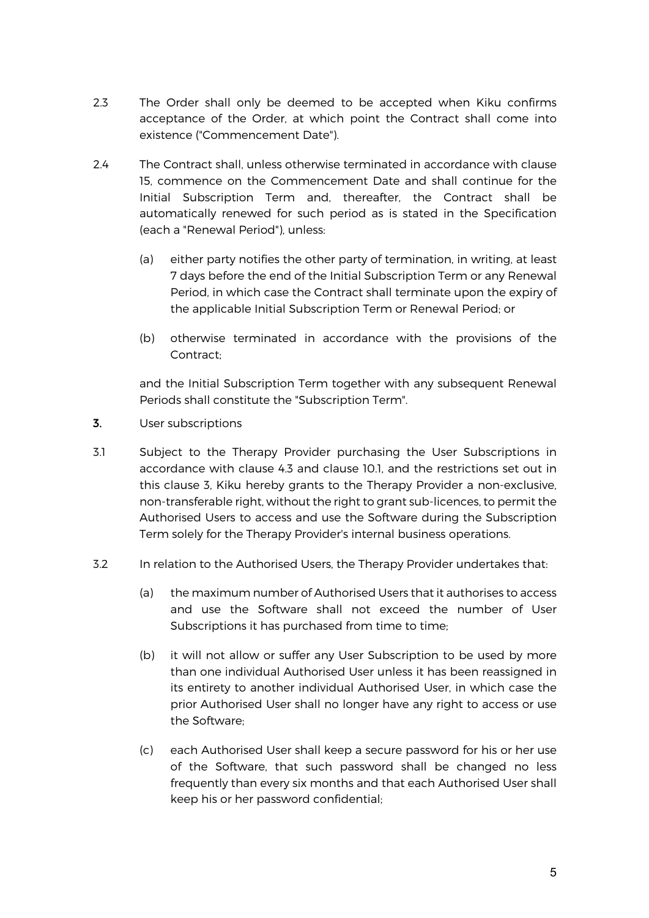2.3 The Order shall only be deemed to be accepted when Kiku confirms acceptance of the Order, at which point the Contract shall come into existence ("Commencement Date").

2.4 The Contract shall, unless otherwise terminated in accordance with clause 15, commence on the Commencement Date and shall continue for the Initial Subscription Term and, thereafter, the Contract shall be automatically renewed for such period as is stated in the Specification (each a "Renewal Period"), unless:

(a) either party notifies the other party of termination, in writing, at least 7 days before the end of the Initial Subscription Term or any Renewal Period, in which case the Contract shall terminate upon the expiry of the applicable Initial Subscription Term or Renewal Period; or

(b) otherwise terminated in accordance with the provisions of the Contract;

and the Initial Subscription Term together with any subsequent Renewal Periods shall constitute the "Subscription Term".

**3.** User subscriptions

3.1 Subject to the Therapy Provider purchasing the User Subscriptions in accordance with clause 4.3 and clause 10.1, and the restrictions set out in this clause 3, Kiku hereby grants to the Therapy Provider a non-exclusive, non-transferable right, without the right to grant sub-licences, to permit the Authorised Users to access and use the Software during the Subscription Term solely for the Therapy Provider's internal business operations.

3.2 In relation to the Authorised Users, the Therapy Provider undertakes that:

(a) the maximum number of Authorised Users that it authorises to access and use the Software shall not exceed the number of User Subscriptions it has purchased from time to time;

(b) it will not allow or suffer any User Subscription to be used by more than one individual Authorised User unless it has been reassigned in its entirety to another individual Authorised User, in which case the prior Authorised User shall no longer have any right to access or use the Software;

(c) each Authorised User shall keep a secure password for his or her use of the Software, that such password shall be changed no less frequently than every six months and that each Authorised User shall keep his or her password confidential;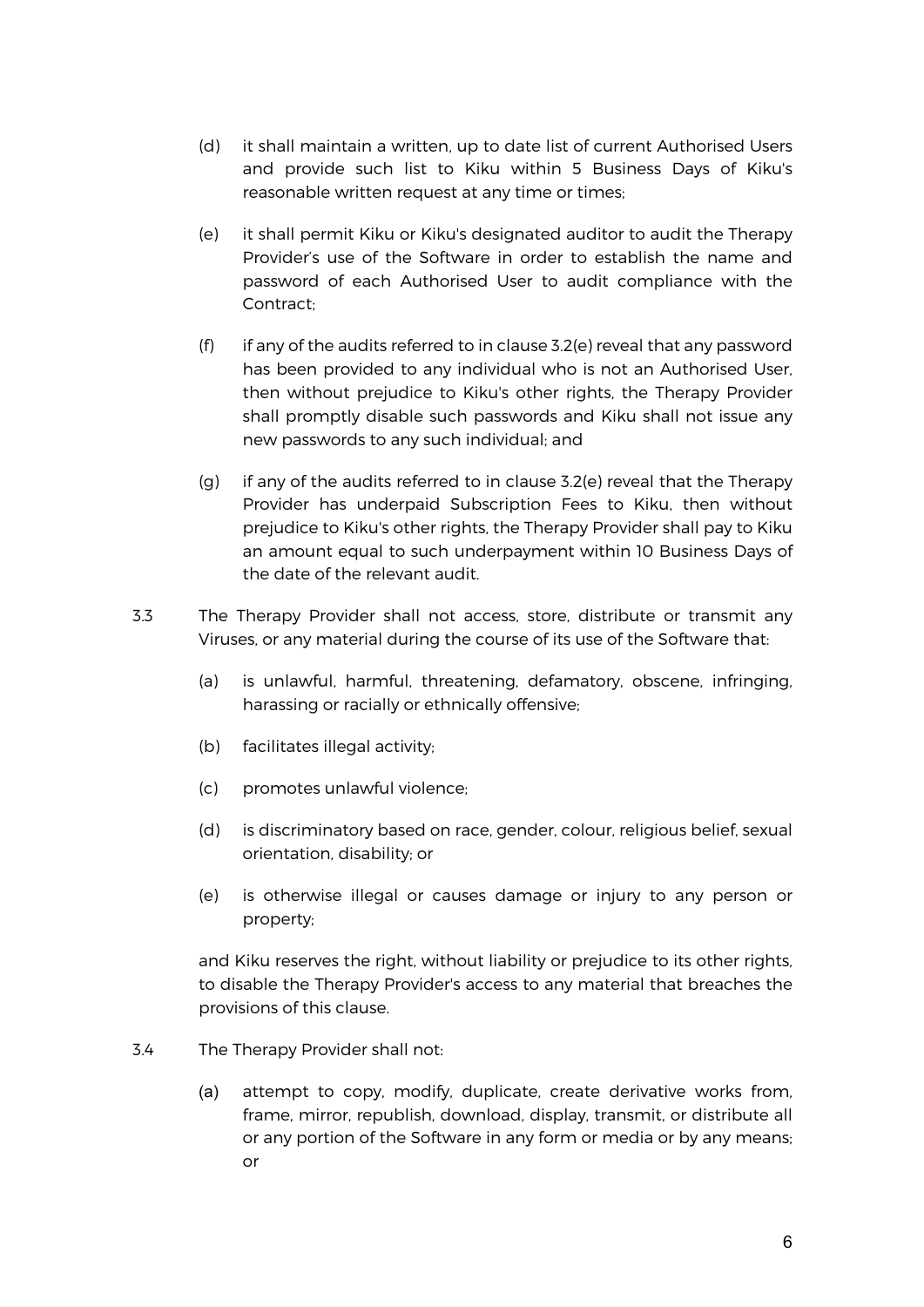(d) it shall maintain a written, up to date list of current Authorised Users and provide such list to Kiku within 5 Business Days of Kiku's reasonable written request at any time or times;

(e) it shall permit Kiku or Kiku's designated auditor to audit the Therapy Provider's use of the Software in order to establish the name and password of each Authorised User to audit compliance with the Contract;

(f) if any of the audits referred to in clause 3.2(e) reveal that any password has been provided to any individual who is not an Authorised User, then without prejudice to Kiku's other rights, the Therapy Provider shall promptly disable such passwords and Kiku shall not issue any new passwords to any such individual; and

(g) if any of the audits referred to in clause 3.2(e) reveal that the Therapy Provider has underpaid Subscription Fees to Kiku, then without prejudice to Kiku's other rights, the Therapy Provider shall pay to Kiku an amount equal to such underpayment within 10 Business Days of the date of the relevant audit.

3.3 The Therapy Provider shall not access, store, distribute or transmit any Viruses, or any material during the course of its use of the Software that:

(a) is unlawful, harmful, threatening, defamatory, obscene, infringing, harassing or racially or ethnically offensive;

(b) facilitates illegal activity;

(c) promotes unlawful violence;

(d) is discriminatory based on race, gender, colour, religious belief, sexual orientation, disability; or

(e) is otherwise illegal or causes damage or injury to any person or property;

and Kiku reserves the right, without liability or prejudice to its other rights, to disable the Therapy Provider's access to any material that breaches the provisions of this clause.

3.4 The Therapy Provider shall not:

(a) attempt to copy, modify, duplicate, create derivative works from, frame, mirror, republish, download, display, transmit, or distribute all or any portion of the Software in any form or media or by any means; or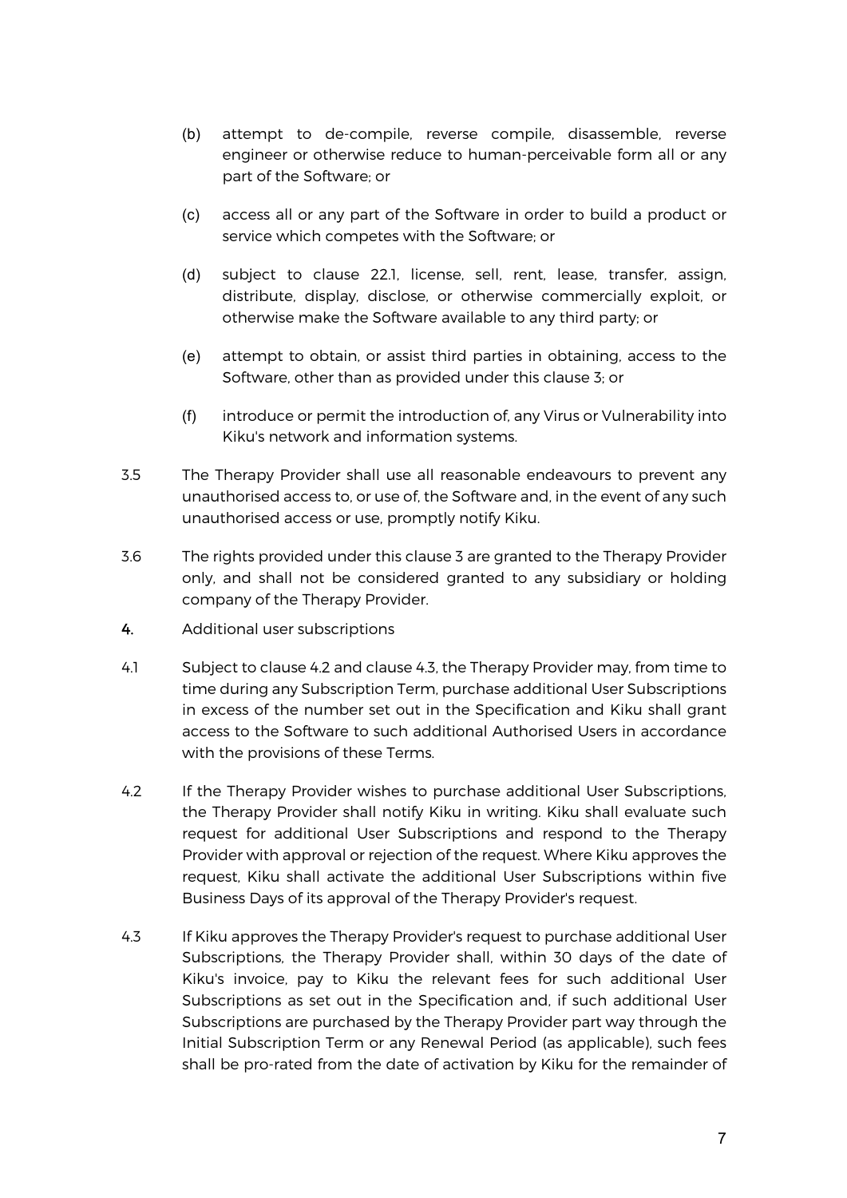(b) attempt to de-compile, reverse compile, disassemble, reverse engineer or otherwise reduce to human-perceivable form all or any part of the Software; or

(c) access all or any part of the Software in order to build a product or service which competes with the Software; or

(d) subject to clause 22.1, license, sell, rent, lease, transfer, assign, distribute, display, disclose, or otherwise commercially exploit, or otherwise make the Software available to any third party; or

(e) attempt to obtain, or assist third parties in obtaining, access to the Software, other than as provided under this clause 3; or

(f) introduce or permit the introduction of, any Virus or Vulnerability into Kiku's network and information systems.

3.5 The Therapy Provider shall use all reasonable endeavours to prevent any unauthorised access to, or use of, the Software and, in the event of any such unauthorised access or use, promptly notify Kiku.

3.6 The rights provided under this clause 3 are granted to the Therapy Provider only, and shall not be considered granted to any subsidiary or holding company of the Therapy Provider.

**4.** Additional user subscriptions

4.1 Subject to clause 4.2 and clause 4.3, the Therapy Provider may, from time to time during any Subscription Term, purchase additional User Subscriptions in excess of the number set out in the Specification and Kiku shall grant access to the Software to such additional Authorised Users in accordance with the provisions of these Terms.

4.2 If the Therapy Provider wishes to purchase additional User Subscriptions, the Therapy Provider shall notify Kiku in writing. Kiku shall evaluate such request for additional User Subscriptions and respond to the Therapy Provider with approval or rejection of the request. Where Kiku approves the request, Kiku shall activate the additional User Subscriptions within five Business Days of its approval of the Therapy Provider's request.

4.3 If Kiku approves the Therapy Provider's request to purchase additional User Subscriptions, the Therapy Provider shall, within 30 days of the date of Kiku's invoice, pay to Kiku the relevant fees for such additional User Subscriptions as set out in the Specification and, if such additional User Subscriptions are purchased by the Therapy Provider part way through the Initial Subscription Term or any Renewal Period (as applicable), such fees shall be pro-rated from the date of activation by Kiku for the remainder of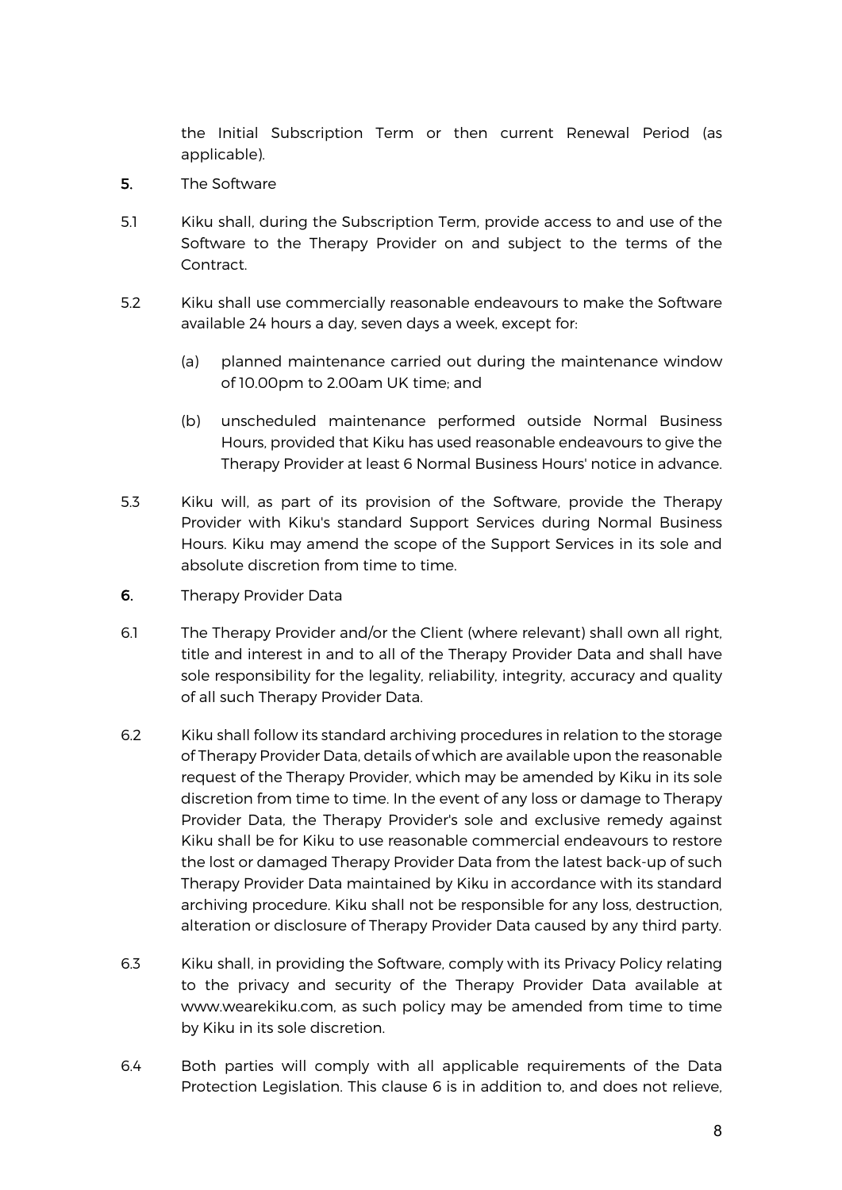the Initial Subscription Term or then current Renewal Period (as applicable).

**5.** The Software

5.1 Kiku shall, during the Subscription Term, provide access to and use of the Software to the Therapy Provider on and subject to the terms of the Contract.

5.2 Kiku shall use commercially reasonable endeavours to make the Software available 24 hours a day, seven days a week, except for:

(a) planned maintenance carried out during the maintenance window of 10.00pm to 2.00am UK time; and

(b) unscheduled maintenance performed outside Normal Business Hours, provided that Kiku has used reasonable endeavours to give the Therapy Provider at least 6 Normal Business Hours' notice in advance.

5.3 Kiku will, as part of its provision of the Software, provide the Therapy Provider with Kiku's standard Support Services during Normal Business Hours. Kiku may amend the scope of the Support Services in its sole and absolute discretion from time to time.

**6.** Therapy Provider Data

6.1 The Therapy Provider and/or the Client (where relevant) shall own all right, title and interest in and to all of the Therapy Provider Data and shall have sole responsibility for the legality, reliability, integrity, accuracy and quality of all such Therapy Provider Data.

6.2 Kiku shall follow its standard archiving procedures in relation to the storage of Therapy Provider Data, details of which are available upon the reasonable request of the Therapy Provider, which may be amended by Kiku in its sole discretion from time to time. In the event of any loss or damage to Therapy Provider Data, the Therapy Provider's sole and exclusive remedy against Kiku shall be for Kiku to use reasonable commercial endeavours to restore the lost or damaged Therapy Provider Data from the latest back-up of such Therapy Provider Data maintained by Kiku in accordance with its standard archiving procedure. Kiku shall not be responsible for any loss, destruction, alteration or disclosure of Therapy Provider Data caused by any third party.

6.3 Kiku shall, in providing the Software, comply with its Privacy Policy relating to the privacy and security of the Therapy Provider Data available at www.wearekiku.com, as such policy may be amended from time to time by Kiku in its sole discretion.

6.4 Both parties will comply with all applicable requirements of the Data Protection Legislation. This clause 6 is in addition to, and does not relieve,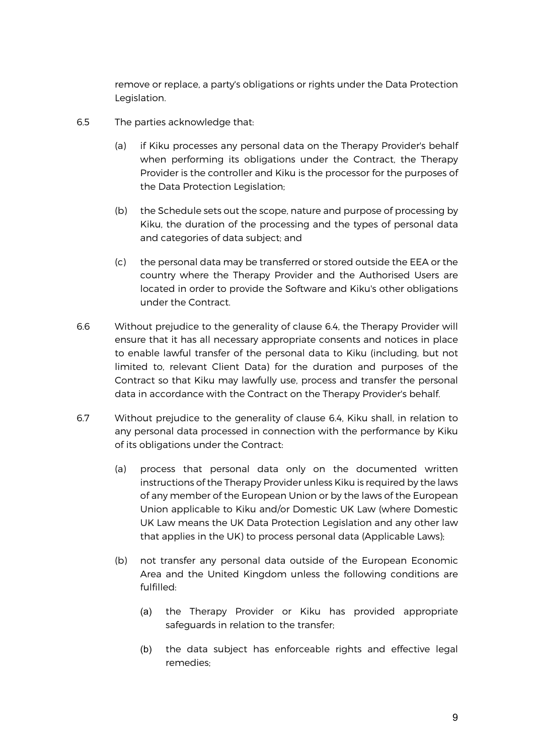remove or replace, a party's obligations or rights under the Data Protection Legislation.

6.5 The parties acknowledge that:

(a) if Kiku processes any personal data on the Therapy Provider's behalf when performing its obligations under the Contract, the Therapy Provider is the controller and Kiku is the processor for the purposes of the Data Protection Legislation;

(b) the Schedule sets out the scope, nature and purpose of processing by Kiku, the duration of the processing and the types of personal data and categories of data subject; and

(c) the personal data may be transferred or stored outside the EEA or the country where the Therapy Provider and the Authorised Users are located in order to provide the Software and Kiku's other obligations under the Contract.

6.6 Without prejudice to the generality of clause 6.4, the Therapy Provider will ensure that it has all necessary appropriate consents and notices in place to enable lawful transfer of the personal data to Kiku (including, but not limited to, relevant Client Data) for the duration and purposes of the Contract so that Kiku may lawfully use, process and transfer the personal data in accordance with the Contract on the Therapy Provider's behalf.

6.7 Without prejudice to the generality of clause 6.4, Kiku shall, in relation to any personal data processed in connection with the performance by Kiku of its obligations under the Contract:

(a) process that personal data only on the documented written instructions of the Therapy Provider unless Kiku is required by the laws of any member of the European Union or by the laws of the European Union applicable to Kiku and/or Domestic UK Law (where Domestic UK Law means the UK Data Protection Legislation and any other law that applies in the UK) to process personal data (Applicable Laws);

(b) not transfer any personal data outside of the European Economic Area and the United Kingdom unless the following conditions are fulfilled:

   (a) the Therapy Provider or Kiku has provided appropriate safeguards in relation to the transfer;

   (b) the data subject has enforceable rights and effective legal remedies;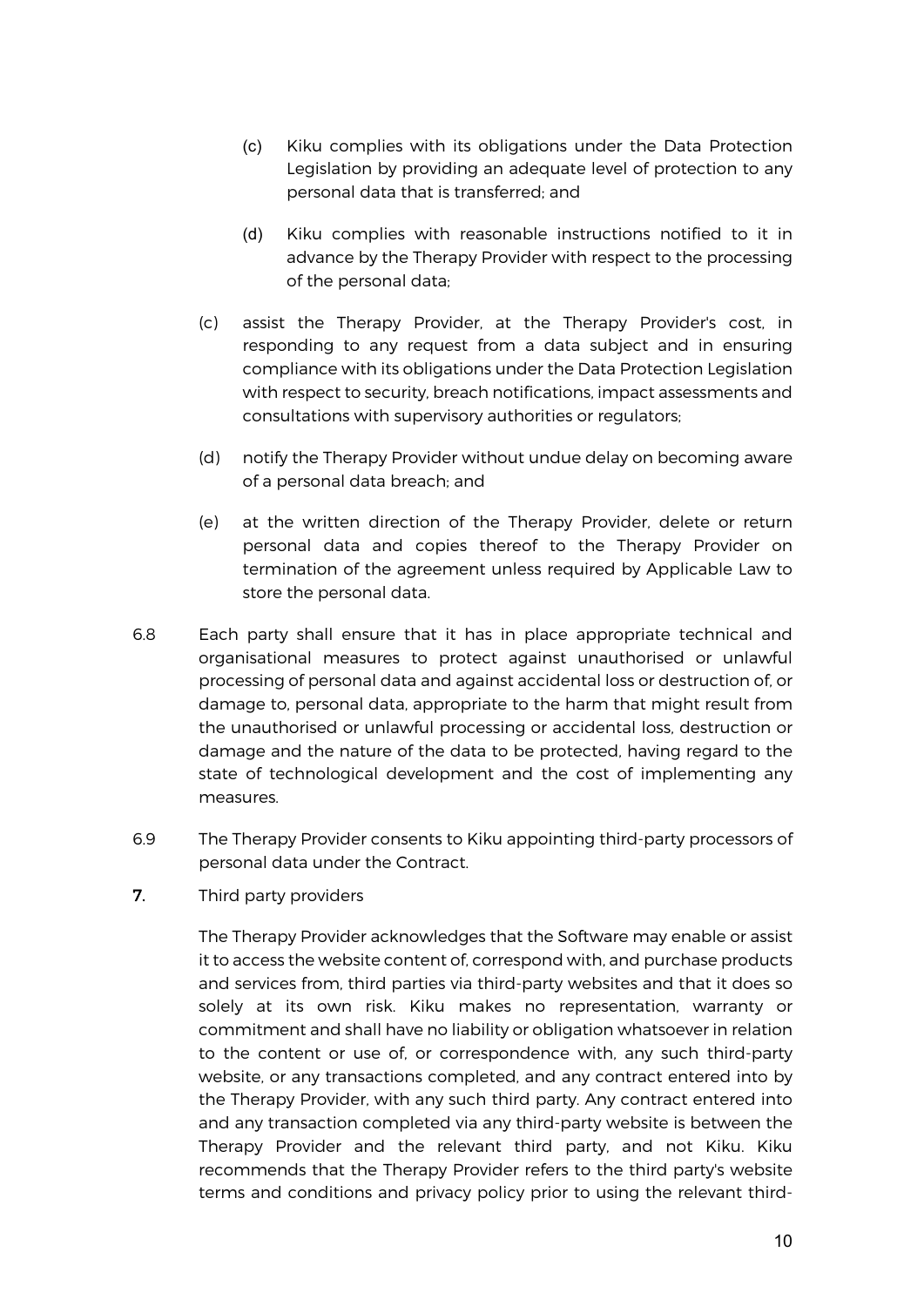(c) Kiku complies with its obligations under the Data Protection Legislation by providing an adequate level of protection to any personal data that is transferred; and

(d) Kiku complies with reasonable instructions notified to it in advance by the Therapy Provider with respect to the processing of the personal data;

(c) assist the Therapy Provider, at the Therapy Provider's cost, in responding to any request from a data subject and in ensuring compliance with its obligations under the Data Protection Legislation with respect to security, breach notifications, impact assessments and consultations with supervisory authorities or regulators;

(d) notify the Therapy Provider without undue delay on becoming aware of a personal data breach; and

(e) at the written direction of the Therapy Provider, delete or return personal data and copies thereof to the Therapy Provider on termination of the agreement unless required by Applicable Law to store the personal data.

6.8 Each party shall ensure that it has in place appropriate technical and organisational measures to protect against unauthorised or unlawful processing of personal data and against accidental loss or destruction of, or damage to, personal data, appropriate to the harm that might result from the unauthorised or unlawful processing or accidental loss, destruction or damage and the nature of the data to be protected, having regard to the state of technological development and the cost of implementing any measures.

6.9 The Therapy Provider consents to Kiku appointing third-party processors of personal data under the Contract.

**7.** Third party providers

The Therapy Provider acknowledges that the Software may enable or assist it to access the website content of, correspond with, and purchase products and services from, third parties via third-party websites and that it does so solely at its own risk. Kiku makes no representation, warranty or commitment and shall have no liability or obligation whatsoever in relation to the content or use of, or correspondence with, any such third-party website, or any transactions completed, and any contract entered into by the Therapy Provider, with any such third party. Any contract entered into and any transaction completed via any third-party website is between the Therapy Provider and the relevant third party, and not Kiku. Kiku recommends that the Therapy Provider refers to the third party's website terms and conditions and privacy policy prior to using the relevant third-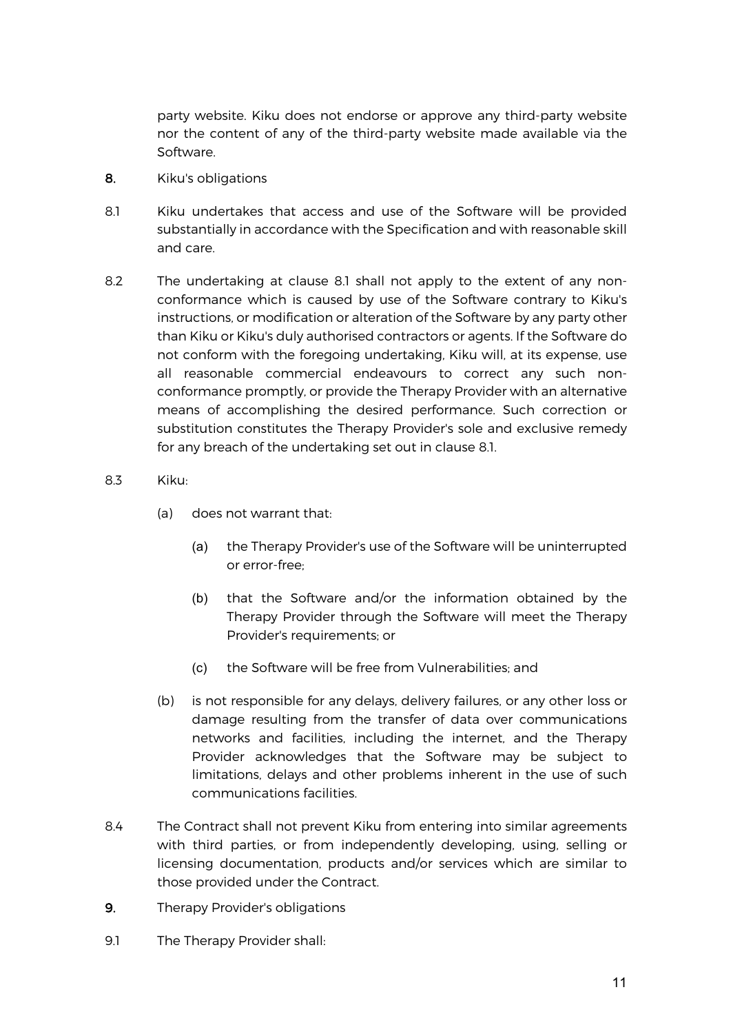party website. Kiku does not endorse or approve any third-party website nor the content of any of the third-party website made available via the Software.

**8.** Kiku's obligations

8.1 Kiku undertakes that access and use of the Software will be provided substantially in accordance with the Specification and with reasonable skill and care.

8.2 The undertaking at clause 8.1 shall not apply to the extent of any non-conformance which is caused by use of the Software contrary to Kiku's instructions, or modification or alteration of the Software by any party other than Kiku or Kiku's duly authorised contractors or agents. If the Software do not conform with the foregoing undertaking, Kiku will, at its expense, use all reasonable commercial endeavours to correct any such non-conformance promptly, or provide the Therapy Provider with an alternative means of accomplishing the desired performance. Such correction or substitution constitutes the Therapy Provider's sole and exclusive remedy for any breach of the undertaking set out in clause 8.1.

8.3 Kiku:

- (a) does not warrant that:
  - (a) the Therapy Provider's use of the Software will be uninterrupted or error-free;
  - (b) that the Software and/or the information obtained by the Therapy Provider through the Software will meet the Therapy Provider's requirements; or
  - (c) the Software will be free from Vulnerabilities; and
- (b) is not responsible for any delays, delivery failures, or any other loss or damage resulting from the transfer of data over communications networks and facilities, including the internet, and the Therapy Provider acknowledges that the Software may be subject to limitations, delays and other problems inherent in the use of such communications facilities.

8.4 The Contract shall not prevent Kiku from entering into similar agreements with third parties, or from independently developing, using, selling or licensing documentation, products and/or services which are similar to those provided under the Contract.

**9.** Therapy Provider's obligations

9.1 The Therapy Provider shall: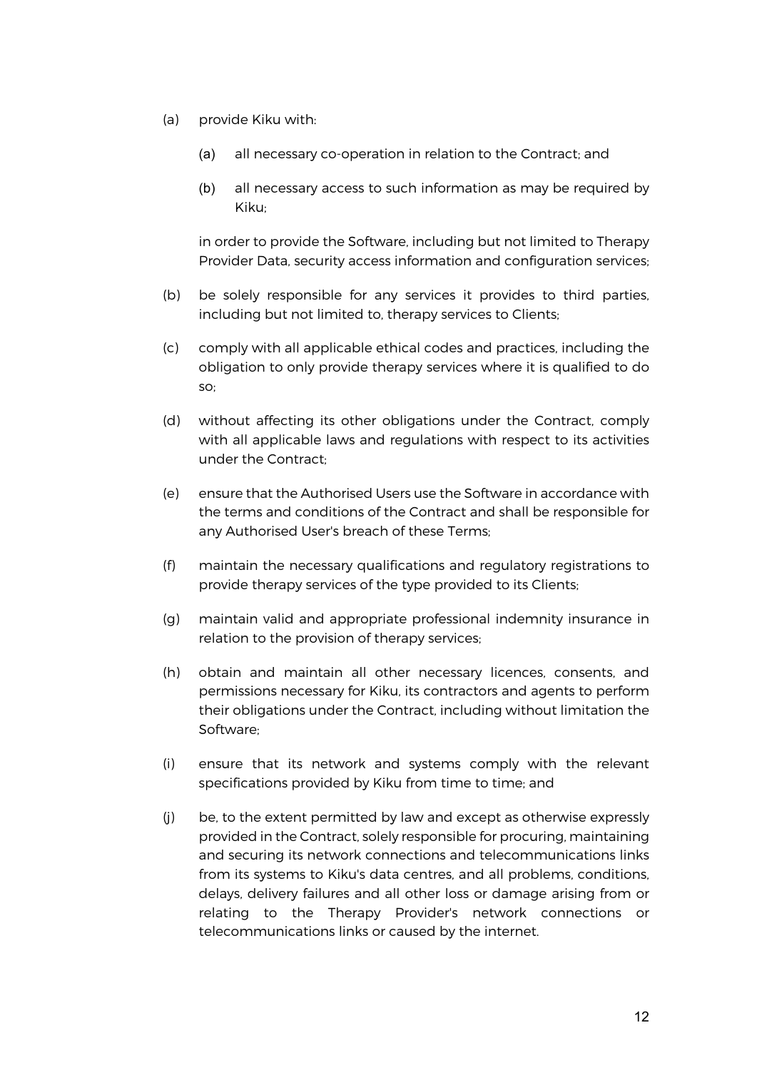(a) provide Kiku with:

    (a) all necessary co-operation in relation to the Contract; and

    (b) all necessary access to such information as may be required by Kiku;

    in order to provide the Software, including but not limited to Therapy Provider Data, security access information and configuration services;

(b) be solely responsible for any services it provides to third parties, including but not limited to, therapy services to Clients;

(c) comply with all applicable ethical codes and practices, including the obligation to only provide therapy services where it is qualified to do so;

(d) without affecting its other obligations under the Contract, comply with all applicable laws and regulations with respect to its activities under the Contract;

(e) ensure that the Authorised Users use the Software in accordance with the terms and conditions of the Contract and shall be responsible for any Authorised User's breach of these Terms;

(f) maintain the necessary qualifications and regulatory registrations to provide therapy services of the type provided to its Clients;

(g) maintain valid and appropriate professional indemnity insurance in relation to the provision of therapy services;

(h) obtain and maintain all other necessary licences, consents, and permissions necessary for Kiku, its contractors and agents to perform their obligations under the Contract, including without limitation the Software;

(i) ensure that its network and systems comply with the relevant specifications provided by Kiku from time to time; and

(j) be, to the extent permitted by law and except as otherwise expressly provided in the Contract, solely responsible for procuring, maintaining and securing its network connections and telecommunications links from its systems to Kiku's data centres, and all problems, conditions, delays, delivery failures and all other loss or damage arising from or relating to the Therapy Provider's network connections or telecommunications links or caused by the internet.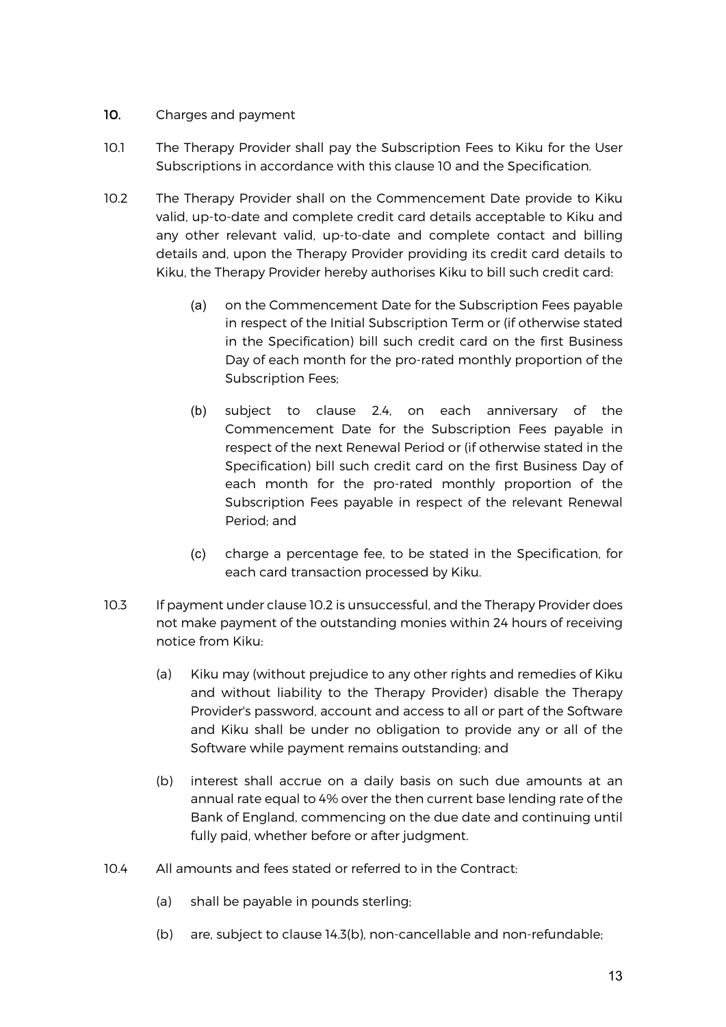**10.** Charges and payment

10.1 The Therapy Provider shall pay the Subscription Fees to Kiku for the User Subscriptions in accordance with this clause 10 and the Specification.

10.2 The Therapy Provider shall on the Commencement Date provide to Kiku valid, up-to-date and complete credit card details acceptable to Kiku and any other relevant valid, up-to-date and complete contact and billing details and, upon the Therapy Provider providing its credit card details to Kiku, the Therapy Provider hereby authorises Kiku to bill such credit card:

(a) on the Commencement Date for the Subscription Fees payable in respect of the Initial Subscription Term or (if otherwise stated in the Specification) bill such credit card on the first Business Day of each month for the pro-rated monthly proportion of the Subscription Fees;

(b) subject to clause 2.4, on each anniversary of the Commencement Date for the Subscription Fees payable in respect of the next Renewal Period or (if otherwise stated in the Specification) bill such credit card on the first Business Day of each month for the pro-rated monthly proportion of the Subscription Fees payable in respect of the relevant Renewal Period; and

(c) charge a percentage fee, to be stated in the Specification, for each card transaction processed by Kiku.

10.3 If payment under clause 10.2 is unsuccessful, and the Therapy Provider does not make payment of the outstanding monies within 24 hours of receiving notice from Kiku:

(a) Kiku may (without prejudice to any other rights and remedies of Kiku and without liability to the Therapy Provider) disable the Therapy Provider's password, account and access to all or part of the Software and Kiku shall be under no obligation to provide any or all of the Software while payment remains outstanding; and

(b) interest shall accrue on a daily basis on such due amounts at an annual rate equal to 4% over the then current base lending rate of the Bank of England, commencing on the due date and continuing until fully paid, whether before or after judgment.

10.4 All amounts and fees stated or referred to in the Contract:

(a) shall be payable in pounds sterling;

(b) are, subject to clause 14.3(b), non-cancellable and non-refundable;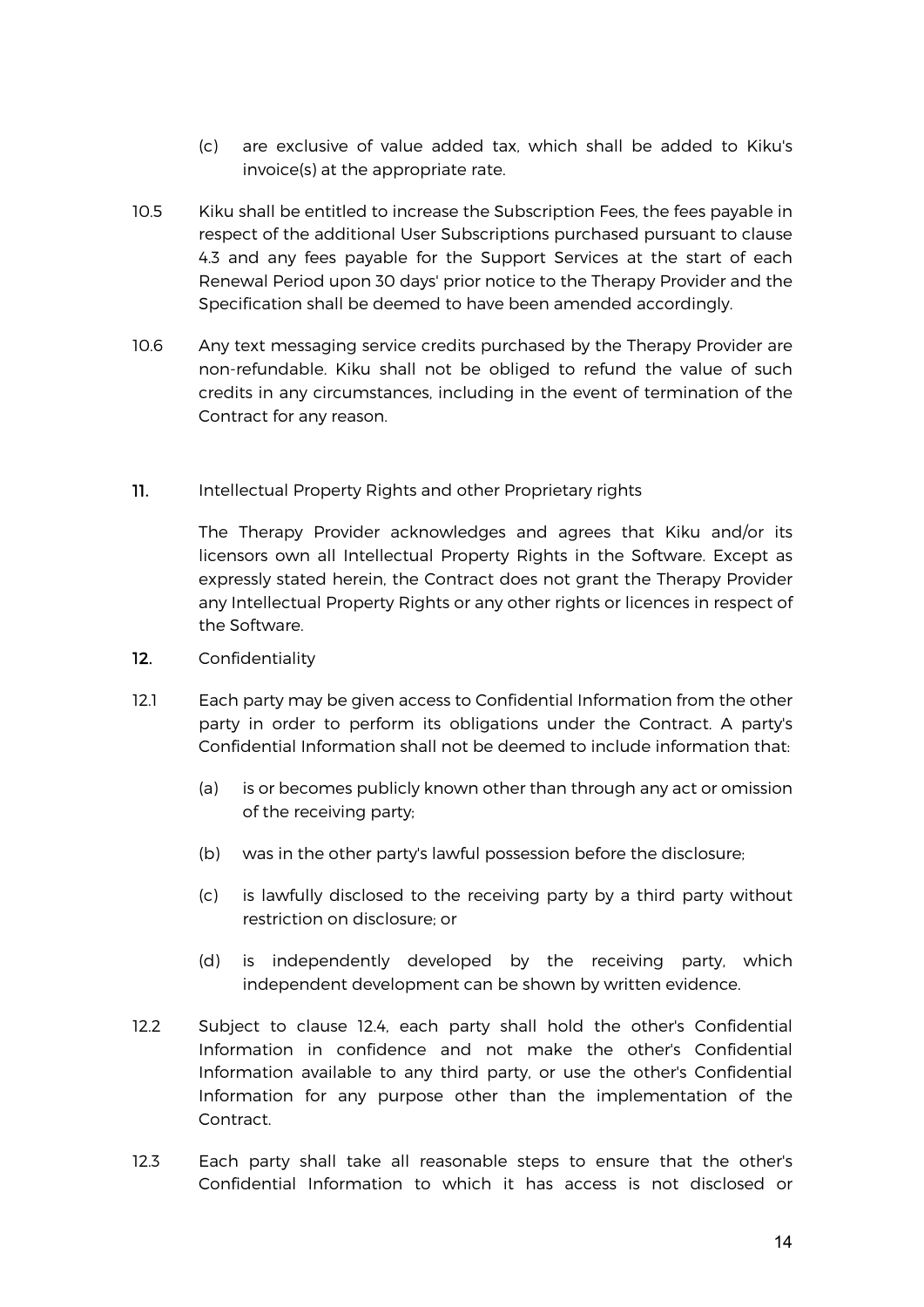(c) are exclusive of value added tax, which shall be added to Kiku's invoice(s) at the appropriate rate.

10.5 Kiku shall be entitled to increase the Subscription Fees, the fees payable in respect of the additional User Subscriptions purchased pursuant to clause 4.3 and any fees payable for the Support Services at the start of each Renewal Period upon 30 days' prior notice to the Therapy Provider and the Specification shall be deemed to have been amended accordingly.

10.6 Any text messaging service credits purchased by the Therapy Provider are non-refundable. Kiku shall not be obliged to refund the value of such credits in any circumstances, including in the event of termination of the Contract for any reason.

**11.** Intellectual Property Rights and other Proprietary rights

The Therapy Provider acknowledges and agrees that Kiku and/or its licensors own all Intellectual Property Rights in the Software. Except as expressly stated herein, the Contract does not grant the Therapy Provider any Intellectual Property Rights or any other rights or licences in respect of the Software.

**12.** Confidentiality

12.1 Each party may be given access to Confidential Information from the other party in order to perform its obligations under the Contract. A party's Confidential Information shall not be deemed to include information that:

(a) is or becomes publicly known other than through any act or omission of the receiving party;

(b) was in the other party's lawful possession before the disclosure;

(c) is lawfully disclosed to the receiving party by a third party without restriction on disclosure; or

(d) is independently developed by the receiving party, which independent development can be shown by written evidence.

12.2 Subject to clause 12.4, each party shall hold the other's Confidential Information in confidence and not make the other's Confidential Information available to any third party, or use the other's Confidential Information for any purpose other than the implementation of the Contract.

12.3 Each party shall take all reasonable steps to ensure that the other's Confidential Information to which it has access is not disclosed or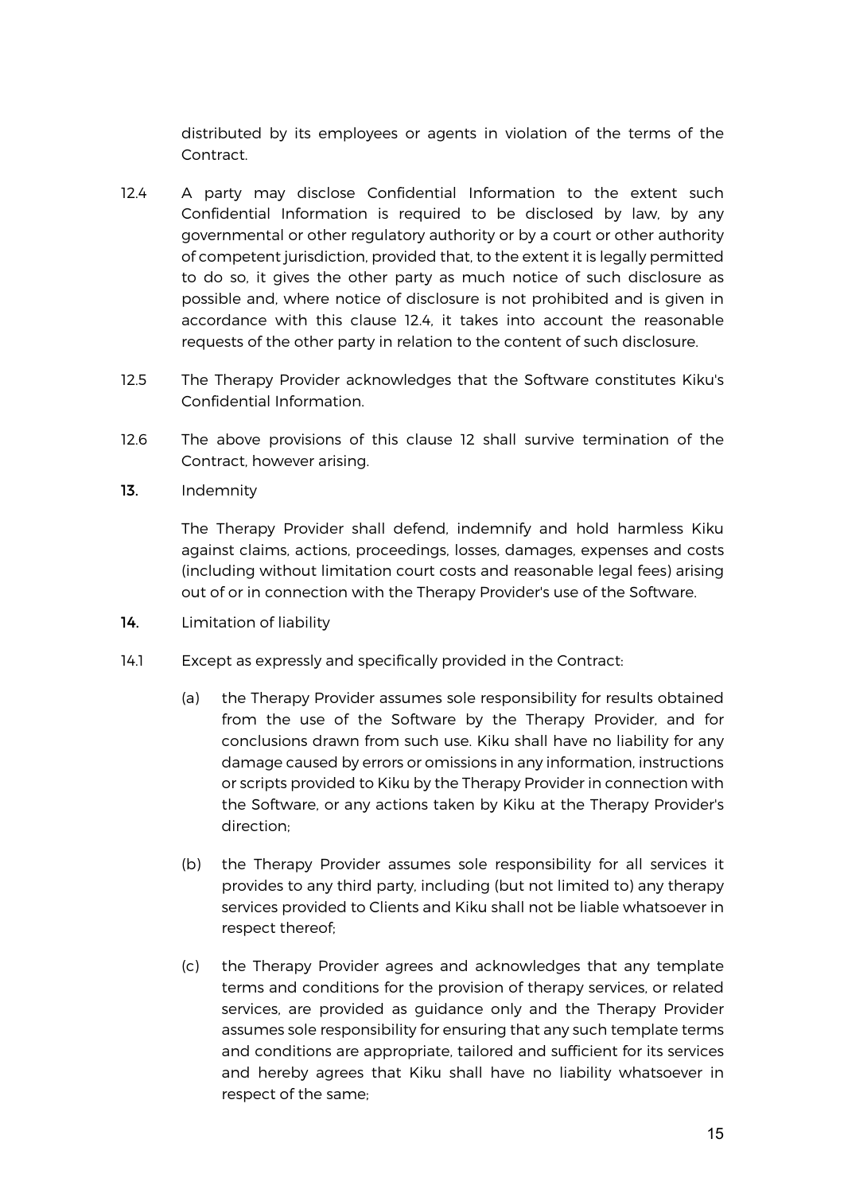distributed by its employees or agents in violation of the terms of the Contract.

12.4 A party may disclose Confidential Information to the extent such Confidential Information is required to be disclosed by law, by any governmental or other regulatory authority or by a court or other authority of competent jurisdiction, provided that, to the extent it is legally permitted to do so, it gives the other party as much notice of such disclosure as possible and, where notice of disclosure is not prohibited and is given in accordance with this clause 12.4, it takes into account the reasonable requests of the other party in relation to the content of such disclosure.

12.5 The Therapy Provider acknowledges that the Software constitutes Kiku's Confidential Information.

12.6 The above provisions of this clause 12 shall survive termination of the Contract, however arising.

**13.** Indemnity

The Therapy Provider shall defend, indemnify and hold harmless Kiku against claims, actions, proceedings, losses, damages, expenses and costs (including without limitation court costs and reasonable legal fees) arising out of or in connection with the Therapy Provider's use of the Software.

**14.** Limitation of liability

14.1 Except as expressly and specifically provided in the Contract:

(a) the Therapy Provider assumes sole responsibility for results obtained from the use of the Software by the Therapy Provider, and for conclusions drawn from such use. Kiku shall have no liability for any damage caused by errors or omissions in any information, instructions or scripts provided to Kiku by the Therapy Provider in connection with the Software, or any actions taken by Kiku at the Therapy Provider's direction;

(b) the Therapy Provider assumes sole responsibility for all services it provides to any third party, including (but not limited to) any therapy services provided to Clients and Kiku shall not be liable whatsoever in respect thereof;

(c) the Therapy Provider agrees and acknowledges that any template terms and conditions for the provision of therapy services, or related services, are provided as guidance only and the Therapy Provider assumes sole responsibility for ensuring that any such template terms and conditions are appropriate, tailored and sufficient for its services and hereby agrees that Kiku shall have no liability whatsoever in respect of the same;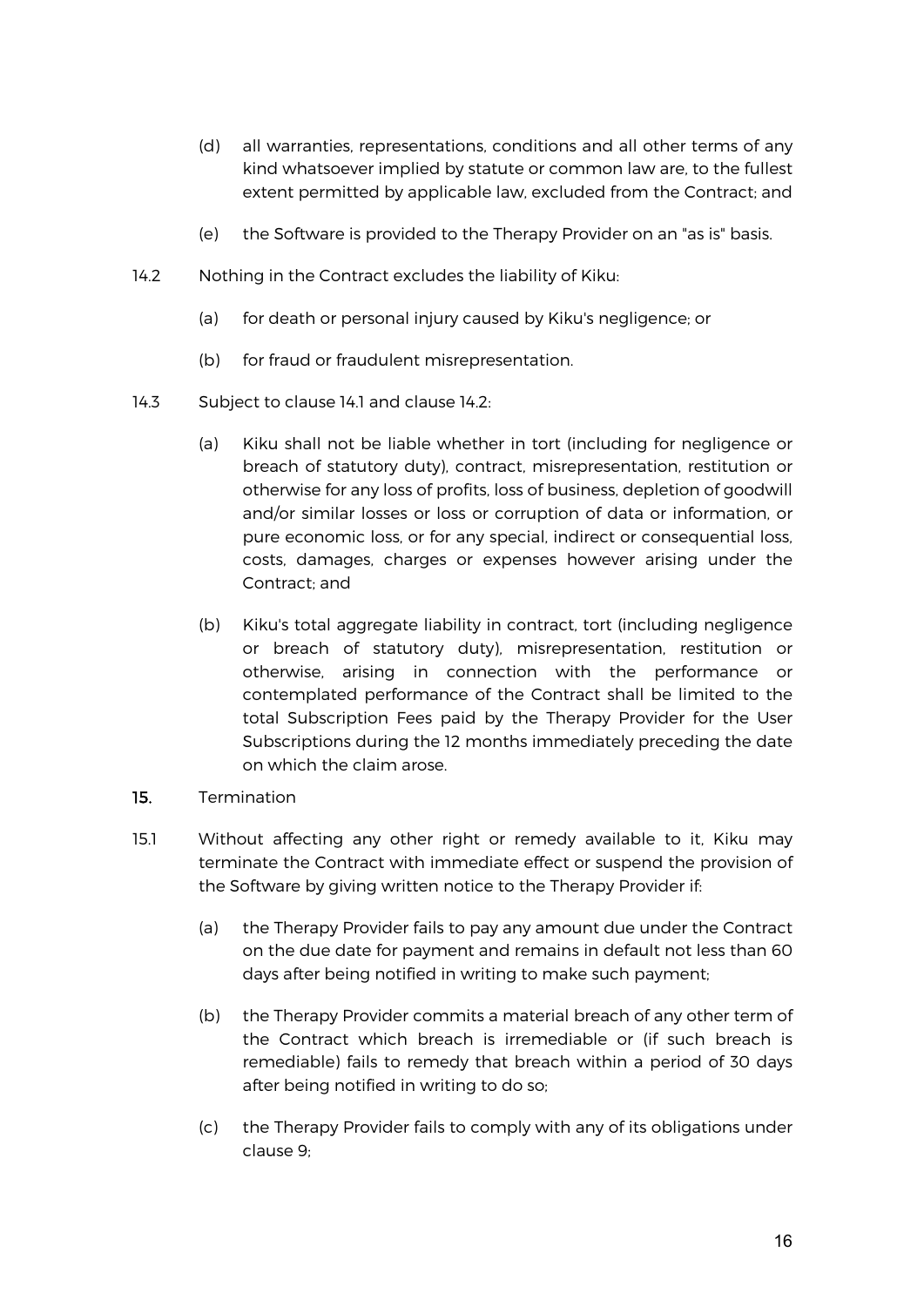(d) all warranties, representations, conditions and all other terms of any kind whatsoever implied by statute or common law are, to the fullest extent permitted by applicable law, excluded from the Contract; and

(e) the Software is provided to the Therapy Provider on an "as is" basis.

14.2 Nothing in the Contract excludes the liability of Kiku:

(a) for death or personal injury caused by Kiku's negligence; or

(b) for fraud or fraudulent misrepresentation.

14.3 Subject to clause 14.1 and clause 14.2:

(a) Kiku shall not be liable whether in tort (including for negligence or breach of statutory duty), contract, misrepresentation, restitution or otherwise for any loss of profits, loss of business, depletion of goodwill and/or similar losses or loss or corruption of data or information, or pure economic loss, or for any special, indirect or consequential loss, costs, damages, charges or expenses however arising under the Contract; and

(b) Kiku's total aggregate liability in contract, tort (including negligence or breach of statutory duty), misrepresentation, restitution or otherwise, arising in connection with the performance or contemplated performance of the Contract shall be limited to the total Subscription Fees paid by the Therapy Provider for the User Subscriptions during the 12 months immediately preceding the date on which the claim arose.

**15.** Termination

15.1 Without affecting any other right or remedy available to it, Kiku may terminate the Contract with immediate effect or suspend the provision of the Software by giving written notice to the Therapy Provider if:

(a) the Therapy Provider fails to pay any amount due under the Contract on the due date for payment and remains in default not less than 60 days after being notified in writing to make such payment;

(b) the Therapy Provider commits a material breach of any other term of the Contract which breach is irremediable or (if such breach is remediable) fails to remedy that breach within a period of 30 days after being notified in writing to do so;

(c) the Therapy Provider fails to comply with any of its obligations under clause 9;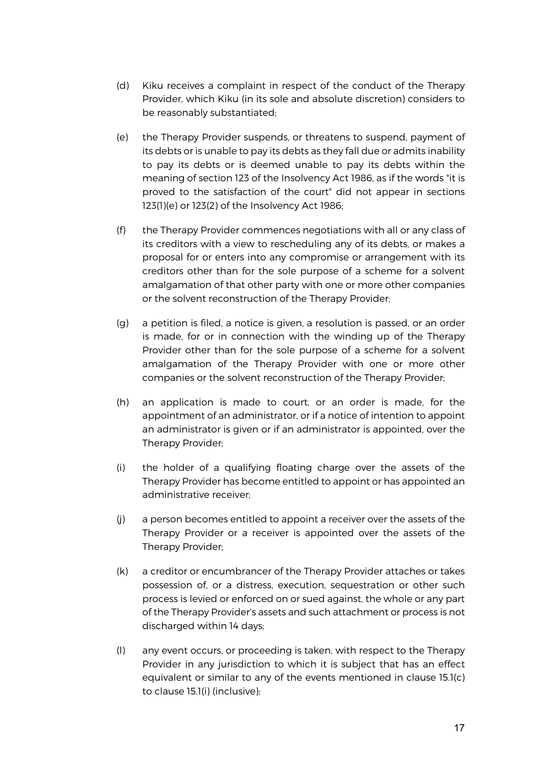(d) Kiku receives a complaint in respect of the conduct of the Therapy Provider, which Kiku (in its sole and absolute discretion) considers to be reasonably substantiated;

(e) the Therapy Provider suspends, or threatens to suspend, payment of its debts or is unable to pay its debts as they fall due or admits inability to pay its debts or is deemed unable to pay its debts within the meaning of section 123 of the Insolvency Act 1986, as if the words "it is proved to the satisfaction of the court" did not appear in sections 123(1)(e) or 123(2) of the Insolvency Act 1986;

(f) the Therapy Provider commences negotiations with all or any class of its creditors with a view to rescheduling any of its debts, or makes a proposal for or enters into any compromise or arrangement with its creditors other than for the sole purpose of a scheme for a solvent amalgamation of that other party with one or more other companies or the solvent reconstruction of the Therapy Provider;

(g) a petition is filed, a notice is given, a resolution is passed, or an order is made, for or in connection with the winding up of the Therapy Provider other than for the sole purpose of a scheme for a solvent amalgamation of the Therapy Provider with one or more other companies or the solvent reconstruction of the Therapy Provider;

(h) an application is made to court, or an order is made, for the appointment of an administrator, or if a notice of intention to appoint an administrator is given or if an administrator is appointed, over the Therapy Provider;

(i) the holder of a qualifying floating charge over the assets of the Therapy Provider has become entitled to appoint or has appointed an administrative receiver;

(j) a person becomes entitled to appoint a receiver over the assets of the Therapy Provider or a receiver is appointed over the assets of the Therapy Provider;

(k) a creditor or encumbrancer of the Therapy Provider attaches or takes possession of, or a distress, execution, sequestration or other such process is levied or enforced on or sued against, the whole or any part of the Therapy Provider's assets and such attachment or process is not discharged within 14 days;

(l) any event occurs, or proceeding is taken, with respect to the Therapy Provider in any jurisdiction to which it is subject that has an effect equivalent or similar to any of the events mentioned in clause 15.1(c) to clause 15.1(i) (inclusive);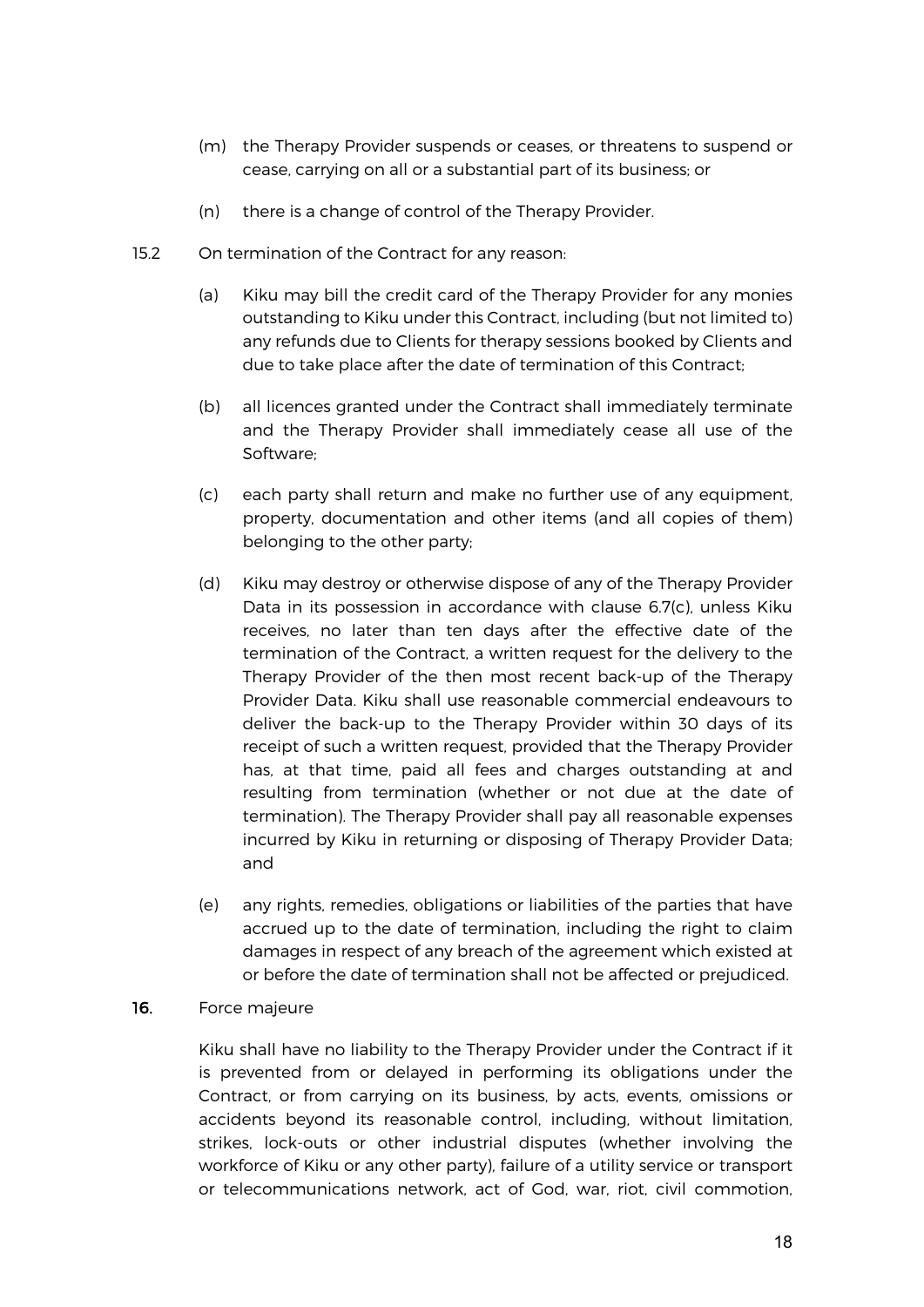(m) the Therapy Provider suspends or ceases, or threatens to suspend or cease, carrying on all or a substantial part of its business; or

(n) there is a change of control of the Therapy Provider.

15.2 On termination of the Contract for any reason:

(a) Kiku may bill the credit card of the Therapy Provider for any monies outstanding to Kiku under this Contract, including (but not limited to) any refunds due to Clients for therapy sessions booked by Clients and due to take place after the date of termination of this Contract;

(b) all licences granted under the Contract shall immediately terminate and the Therapy Provider shall immediately cease all use of the Software;

(c) each party shall return and make no further use of any equipment, property, documentation and other items (and all copies of them) belonging to the other party;

(d) Kiku may destroy or otherwise dispose of any of the Therapy Provider Data in its possession in accordance with clause 6.7(c), unless Kiku receives, no later than ten days after the effective date of the termination of the Contract, a written request for the delivery to the Therapy Provider of the then most recent back-up of the Therapy Provider Data. Kiku shall use reasonable commercial endeavours to deliver the back-up to the Therapy Provider within 30 days of its receipt of such a written request, provided that the Therapy Provider has, at that time, paid all fees and charges outstanding at and resulting from termination (whether or not due at the date of termination). The Therapy Provider shall pay all reasonable expenses incurred by Kiku in returning or disposing of Therapy Provider Data; and

(e) any rights, remedies, obligations or liabilities of the parties that have accrued up to the date of termination, including the right to claim damages in respect of any breach of the agreement which existed at or before the date of termination shall not be affected or prejudiced.

**16.** Force majeure

Kiku shall have no liability to the Therapy Provider under the Contract if it is prevented from or delayed in performing its obligations under the Contract, or from carrying on its business, by acts, events, omissions or accidents beyond its reasonable control, including, without limitation, strikes, lock-outs or other industrial disputes (whether involving the workforce of Kiku or any other party), failure of a utility service or transport or telecommunications network, act of God, war, riot, civil commotion,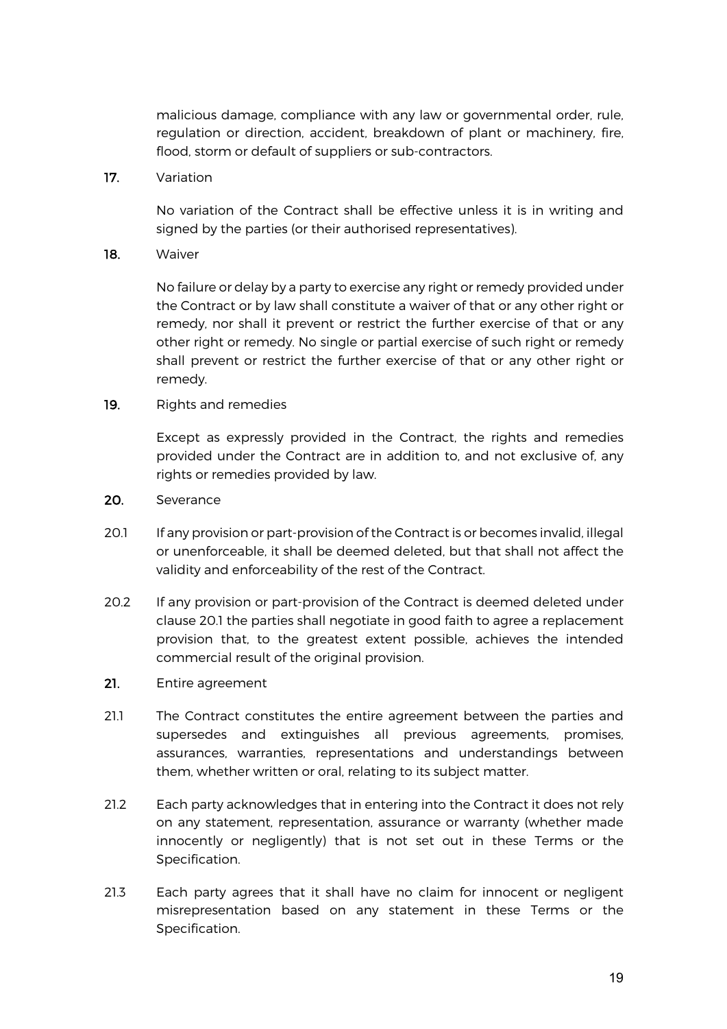malicious damage, compliance with any law or governmental order, rule, regulation or direction, accident, breakdown of plant or machinery, fire, flood, storm or default of suppliers or sub-contractors.

**17.** Variation

No variation of the Contract shall be effective unless it is in writing and signed by the parties (or their authorised representatives).

**18.** Waiver

No failure or delay by a party to exercise any right or remedy provided under the Contract or by law shall constitute a waiver of that or any other right or remedy, nor shall it prevent or restrict the further exercise of that or any other right or remedy. No single or partial exercise of such right or remedy shall prevent or restrict the further exercise of that or any other right or remedy.

**19.** Rights and remedies

Except as expressly provided in the Contract, the rights and remedies provided under the Contract are in addition to, and not exclusive of, any rights or remedies provided by law.

**20.** Severance

20.1 If any provision or part-provision of the Contract is or becomes invalid, illegal or unenforceable, it shall be deemed deleted, but that shall not affect the validity and enforceability of the rest of the Contract.

20.2 If any provision or part-provision of the Contract is deemed deleted under clause 20.1 the parties shall negotiate in good faith to agree a replacement provision that, to the greatest extent possible, achieves the intended commercial result of the original provision.

**21.** Entire agreement

21.1 The Contract constitutes the entire agreement between the parties and supersedes and extinguishes all previous agreements, promises, assurances, warranties, representations and understandings between them, whether written or oral, relating to its subject matter.

21.2 Each party acknowledges that in entering into the Contract it does not rely on any statement, representation, assurance or warranty (whether made innocently or negligently) that is not set out in these Terms or the Specification.

21.3 Each party agrees that it shall have no claim for innocent or negligent misrepresentation based on any statement in these Terms or the Specification.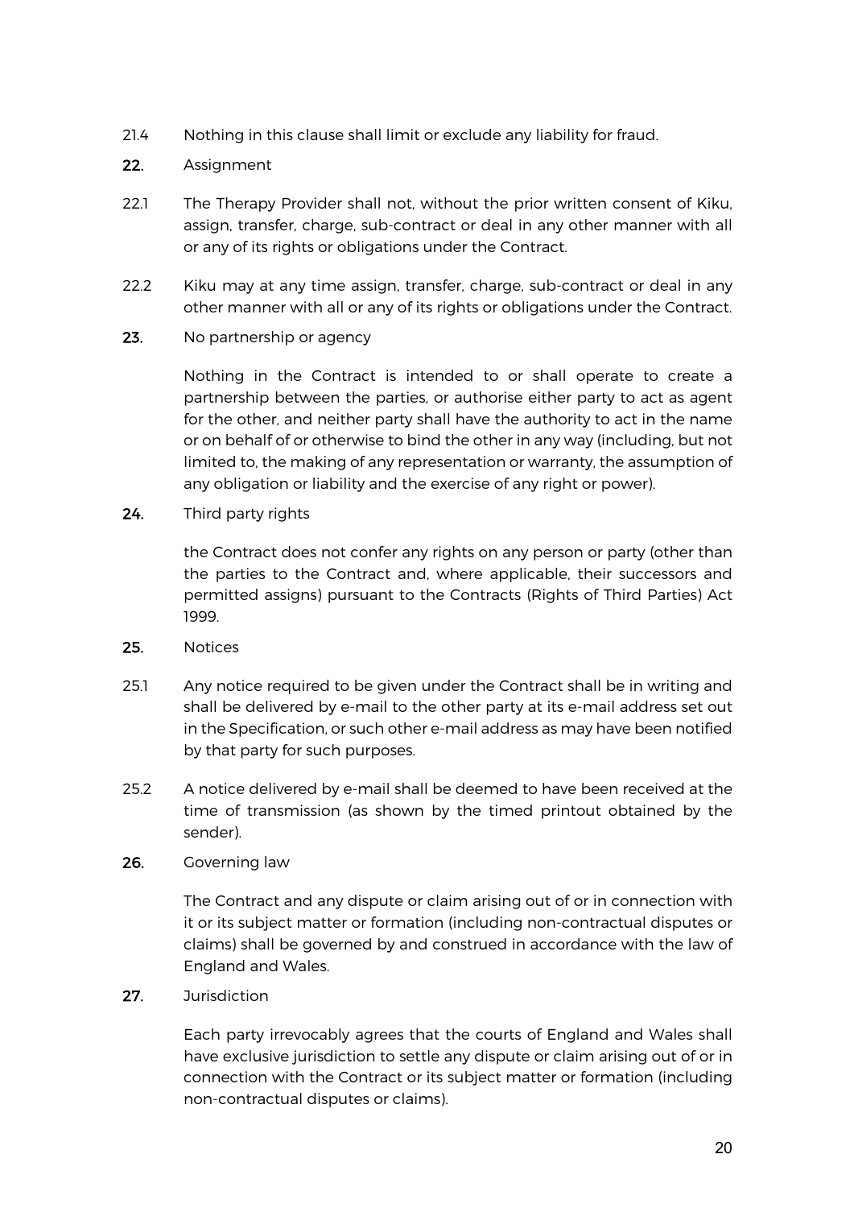21.4 Nothing in this clause shall limit or exclude any liability for fraud.

**22.** Assignment

22.1 The Therapy Provider shall not, without the prior written consent of Kiku, assign, transfer, charge, sub-contract or deal in any other manner with all or any of its rights or obligations under the Contract.

22.2 Kiku may at any time assign, transfer, charge, sub-contract or deal in any other manner with all or any of its rights or obligations under the Contract.

**23.** No partnership or agency

Nothing in the Contract is intended to or shall operate to create a partnership between the parties, or authorise either party to act as agent for the other, and neither party shall have the authority to act in the name or on behalf of or otherwise to bind the other in any way (including, but not limited to, the making of any representation or warranty, the assumption of any obligation or liability and the exercise of any right or power).

**24.** Third party rights

the Contract does not confer any rights on any person or party (other than the parties to the Contract and, where applicable, their successors and permitted assigns) pursuant to the Contracts (Rights of Third Parties) Act 1999.

**25.** Notices

25.1 Any notice required to be given under the Contract shall be in writing and shall be delivered by e-mail to the other party at its e-mail address set out in the Specification, or such other e-mail address as may have been notified by that party for such purposes.

25.2 A notice delivered by e-mail shall be deemed to have been received at the time of transmission (as shown by the timed printout obtained by the sender).

**26.** Governing law

The Contract and any dispute or claim arising out of or in connection with it or its subject matter or formation (including non-contractual disputes or claims) shall be governed by and construed in accordance with the law of England and Wales.

**27.** Jurisdiction

Each party irrevocably agrees that the courts of England and Wales shall have exclusive jurisdiction to settle any dispute or claim arising out of or in connection with the Contract or its subject matter or formation (including non-contractual disputes or claims).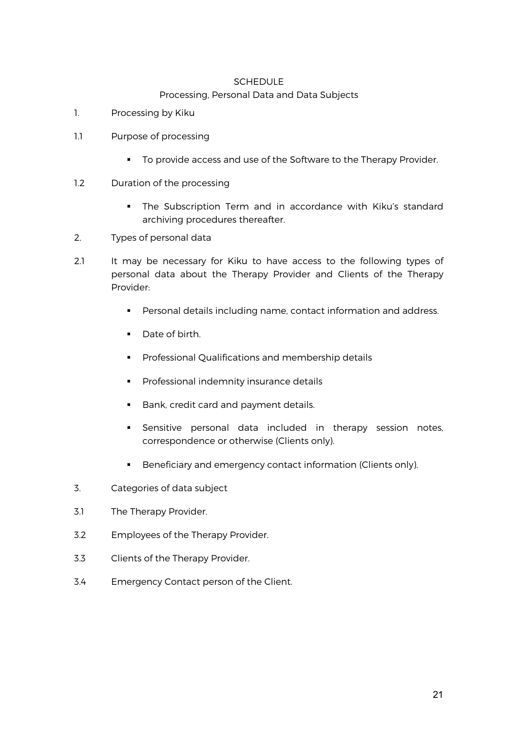## SCHEDULE

### Processing, Personal Data and Data Subjects

1. Processing by Kiku

1.1 Purpose of processing

- To provide access and use of the Software to the Therapy Provider.

1.2 Duration of the processing

- The Subscription Term and in accordance with Kiku's standard archiving procedures thereafter.

2. Types of personal data

2.1 It may be necessary for Kiku to have access to the following types of personal data about the Therapy Provider and Clients of the Therapy Provider:

- Personal details including name, contact information and address.
- Date of birth.
- Professional Qualifications and membership details
- Professional indemnity insurance details
- Bank, credit card and payment details.
- Sensitive personal data included in therapy session notes, correspondence or otherwise (Clients only).
- Beneficiary and emergency contact information (Clients only).

3. Categories of data subject

3.1 The Therapy Provider.

3.2 Employees of the Therapy Provider.

3.3 Clients of the Therapy Provider.

3.4 Emergency Contact person of the Client.